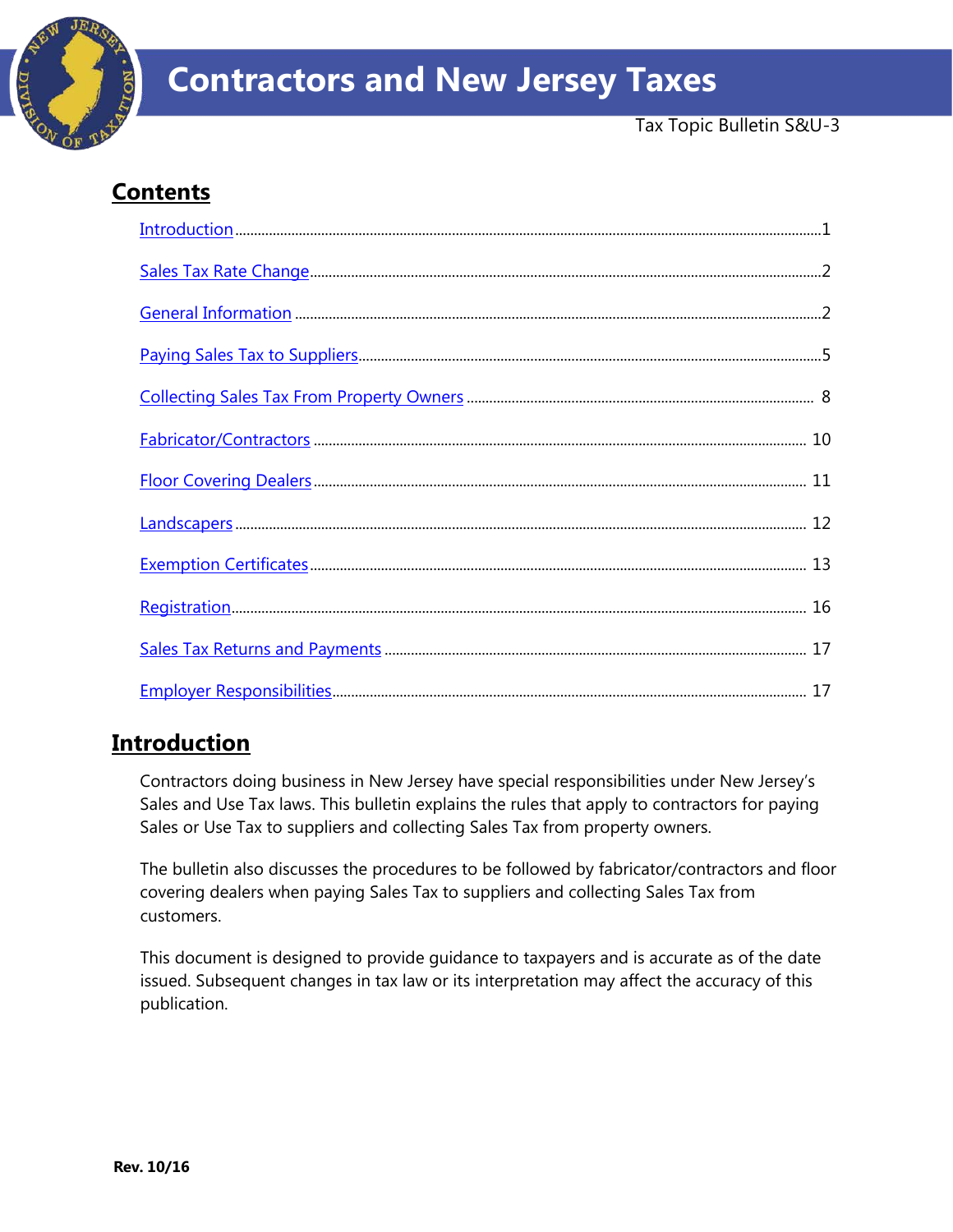# Contractors and New Jersey Taxes

Tax Topic Bulletin S&U-3

## Contents

- Introduction ........ 1
- Sales Tax Rate Change ........ 2
- General Information ........ 2
- Paying Sales Tax to Suppliers ........ 5
- Collecting Sales Tax From Property Owners ........ 8
- Fabricator/Contractors ........ 10
- Floor Covering Dealers ........ 11
- Landscapers ........ 12
- Exemption Certificates ........ 13
- Registration ........ 16
- Sales Tax Returns and Payments ........ 17
- Employer Responsibilities ........ 17

## Introduction

Contractors doing business in New Jersey have special responsibilities under New Jersey's Sales and Use Tax laws. This bulletin explains the rules that apply to contractors for paying Sales or Use Tax to suppliers and collecting Sales Tax from property owners.

The bulletin also discusses the procedures to be followed by fabricator/contractors and floor covering dealers when paying Sales Tax to suppliers and collecting Sales Tax from customers.

This document is designed to provide guidance to taxpayers and is accurate as of the date issued. Subsequent changes in tax law or its interpretation may affect the accuracy of this publication.

**Rev. 10/16**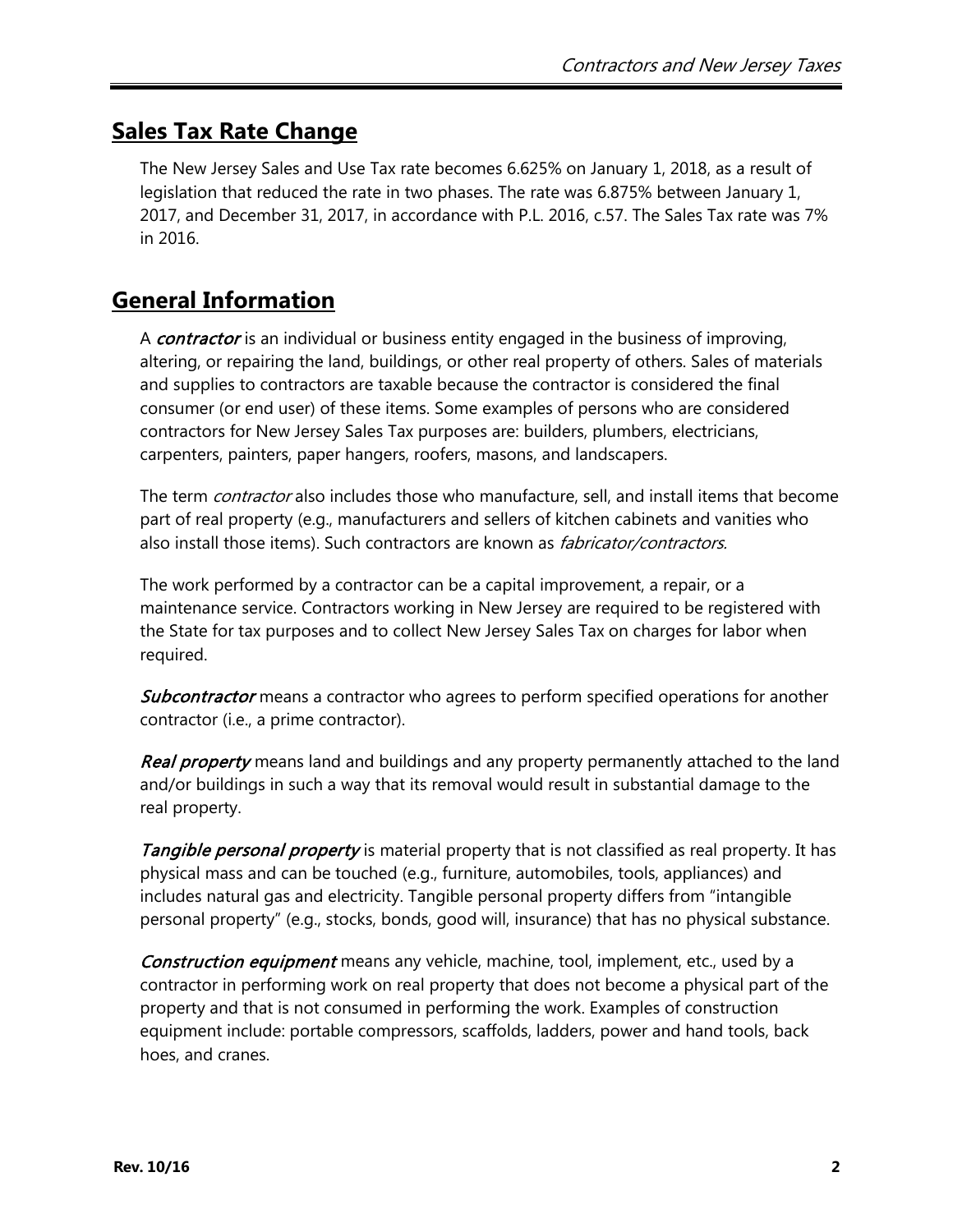## Sales Tax Rate Change

The New Jersey Sales and Use Tax rate becomes 6.625% on January 1, 2018, as a result of legislation that reduced the rate in two phases. The rate was 6.875% between January 1, 2017, and December 31, 2017, in accordance with P.L. 2016, c.57. The Sales Tax rate was 7% in 2016.

## General Information

A ***contractor*** is an individual or business entity engaged in the business of improving, altering, or repairing the land, buildings, or other real property of others. Sales of materials and supplies to contractors are taxable because the contractor is considered the final consumer (or end user) of these items. Some examples of persons who are considered contractors for New Jersey Sales Tax purposes are: builders, plumbers, electricians, carpenters, painters, paper hangers, roofers, masons, and landscapers.

The term *contractor* also includes those who manufacture, sell, and install items that become part of real property (e.g., manufacturers and sellers of kitchen cabinets and vanities who also install those items). Such contractors are known as *fabricator/contractors.*

The work performed by a contractor can be a capital improvement, a repair, or a maintenance service. Contractors working in New Jersey are required to be registered with the State for tax purposes and to collect New Jersey Sales Tax on charges for labor when required.

***Subcontractor*** means a contractor who agrees to perform specified operations for another contractor (i.e., a prime contractor).

***Real property*** means land and buildings and any property permanently attached to the land and/or buildings in such a way that its removal would result in substantial damage to the real property.

***Tangible personal property*** is material property that is not classified as real property. It has physical mass and can be touched (e.g., furniture, automobiles, tools, appliances) and includes natural gas and electricity. Tangible personal property differs from "intangible personal property" (e.g., stocks, bonds, good will, insurance) that has no physical substance.

***Construction equipment*** means any vehicle, machine, tool, implement, etc., used by a contractor in performing work on real property that does not become a physical part of the property and that is not consumed in performing the work. Examples of construction equipment include: portable compressors, scaffolds, ladders, power and hand tools, back hoes, and cranes.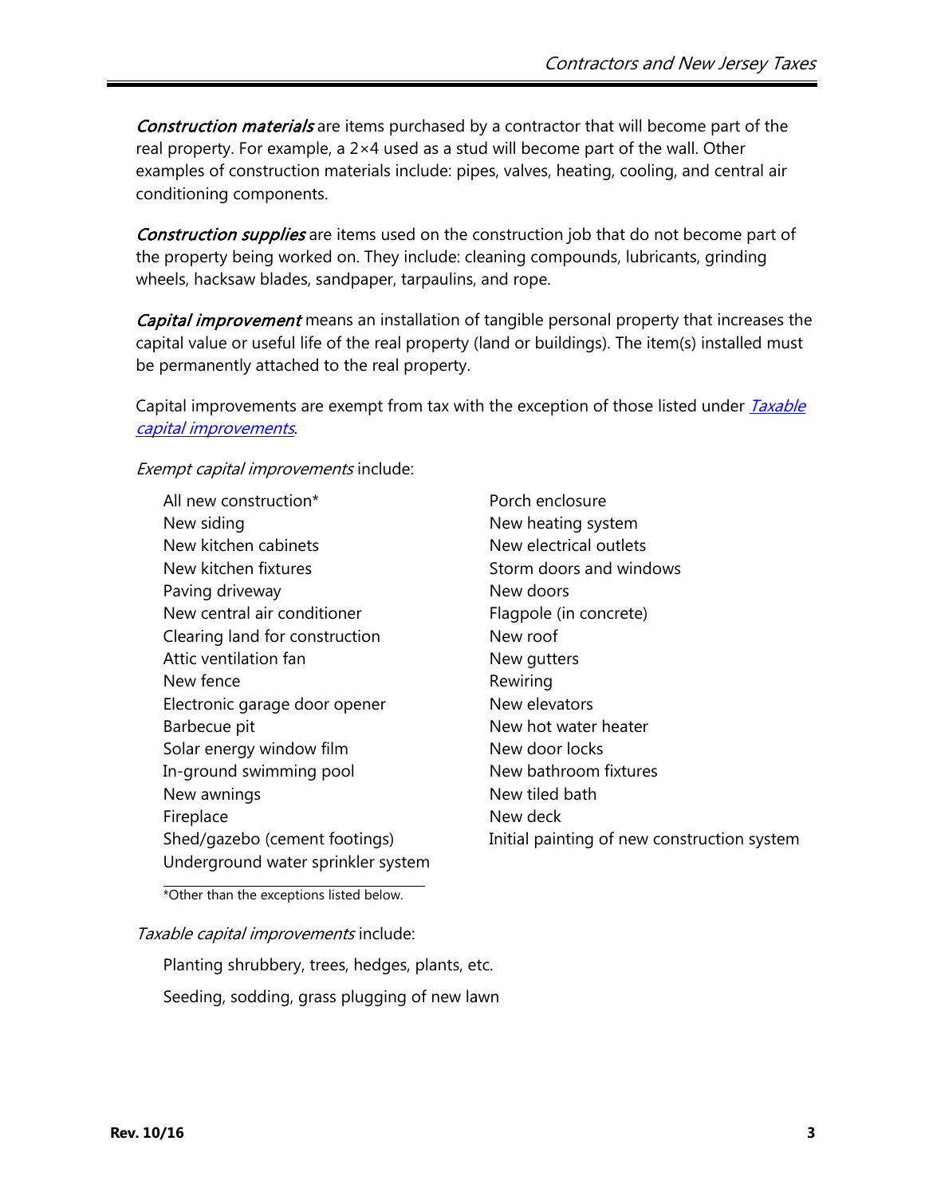*Construction materials* are items purchased by a contractor that will become part of the real property. For example, a 2×4 used as a stud will become part of the wall. Other examples of construction materials include: pipes, valves, heating, cooling, and central air conditioning components.

*Construction supplies* are items used on the construction job that do not become part of the property being worked on. They include: cleaning compounds, lubricants, grinding wheels, hacksaw blades, sandpaper, tarpaulins, and rope.

*Capital improvement* means an installation of tangible personal property that increases the capital value or useful life of the real property (land or buildings). The item(s) installed must be permanently attached to the real property.

Capital improvements are exempt from tax with the exception of those listed under [*Taxable capital improvements*](#).

*Exempt capital improvements* include:

- All new construction*
- New siding
- New kitchen cabinets
- New kitchen fixtures
- Paving driveway
- New central air conditioner
- Clearing land for construction
- Attic ventilation fan
- New fence
- Electronic garage door opener
- Barbecue pit
- Solar energy window film
- In-ground swimming pool
- New awnings
- Fireplace
- Shed/gazebo (cement footings)
- Underground water sprinkler system
- Porch enclosure
- New heating system
- New electrical outlets
- Storm doors and windows
- New doors
- Flagpole (in concrete)
- New roof
- New gutters
- Rewiring
- New elevators
- New hot water heater
- New door locks
- New bathroom fixtures
- New tiled bath
- New deck
- Initial painting of new construction system

*Other than the exceptions listed below.

*Taxable capital improvements* include:

- Planting shrubbery, trees, hedges, plants, etc.
- Seeding, sodding, grass plugging of new lawn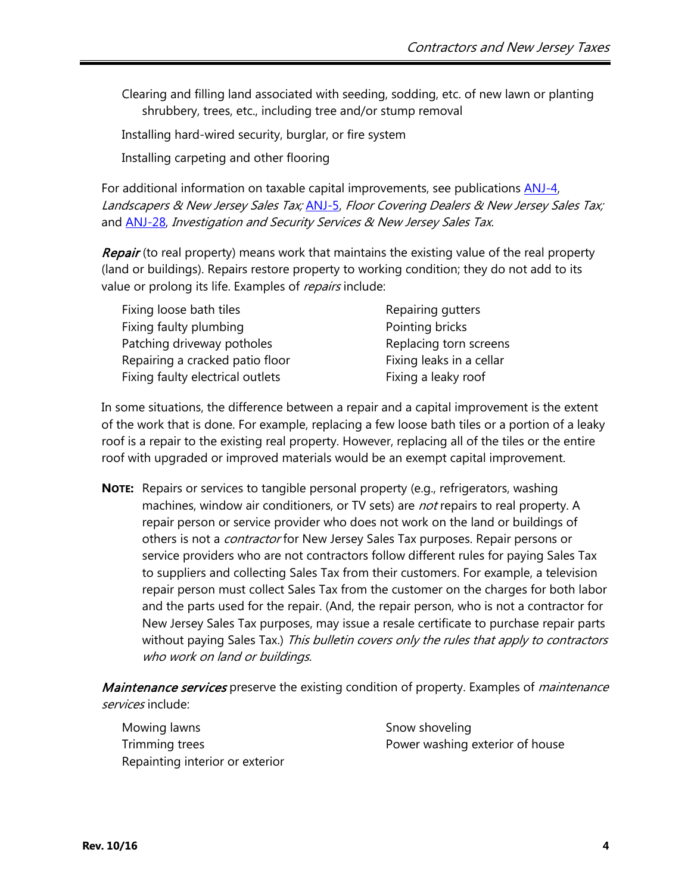Clearing and filling land associated with seeding, sodding, etc. of new lawn or planting shrubbery, trees, etc., including tree and/or stump removal

Installing hard-wired security, burglar, or fire system

Installing carpeting and other flooring

For additional information on taxable capital improvements, see publications [ANJ-4](), *Landscapers & New Jersey Sales Tax;* [ANJ-5](), *Floor Covering Dealers & New Jersey Sales Tax;* and [ANJ-28](), *Investigation and Security Services & New Jersey Sales Tax.*

***Repair*** (to real property) means work that maintains the existing value of the real property (land or buildings). Repairs restore property to working condition; they do not add to its value or prolong its life. Examples of *repairs* include:

- Fixing loose bath tiles
- Fixing faulty plumbing
- Patching driveway potholes
- Repairing a cracked patio floor
- Fixing faulty electrical outlets
- Repairing gutters
- Pointing bricks
- Replacing torn screens
- Fixing leaks in a cellar
- Fixing a leaky roof

In some situations, the difference between a repair and a capital improvement is the extent of the work that is done. For example, replacing a few loose bath tiles or a portion of a leaky roof is a repair to the existing real property. However, replacing all of the tiles or the entire roof with upgraded or improved materials would be an exempt capital improvement.

**NOTE:** Repairs or services to tangible personal property (e.g., refrigerators, washing machines, window air conditioners, or TV sets) are *not* repairs to real property. A repair person or service provider who does not work on the land or buildings of others is not a *contractor* for New Jersey Sales Tax purposes. Repair persons or service providers who are not contractors follow different rules for paying Sales Tax to suppliers and collecting Sales Tax from their customers. For example, a television repair person must collect Sales Tax from the customer on the charges for both labor and the parts used for the repair. (And, the repair person, who is not a contractor for New Jersey Sales Tax purposes, may issue a resale certificate to purchase repair parts without paying Sales Tax.) *This bulletin covers only the rules that apply to contractors who work on land or buildings.*

***Maintenance services*** preserve the existing condition of property. Examples of *maintenance services* include:

- Mowing lawns
- Trimming trees
- Repainting interior or exterior
- Snow shoveling
- Power washing exterior of house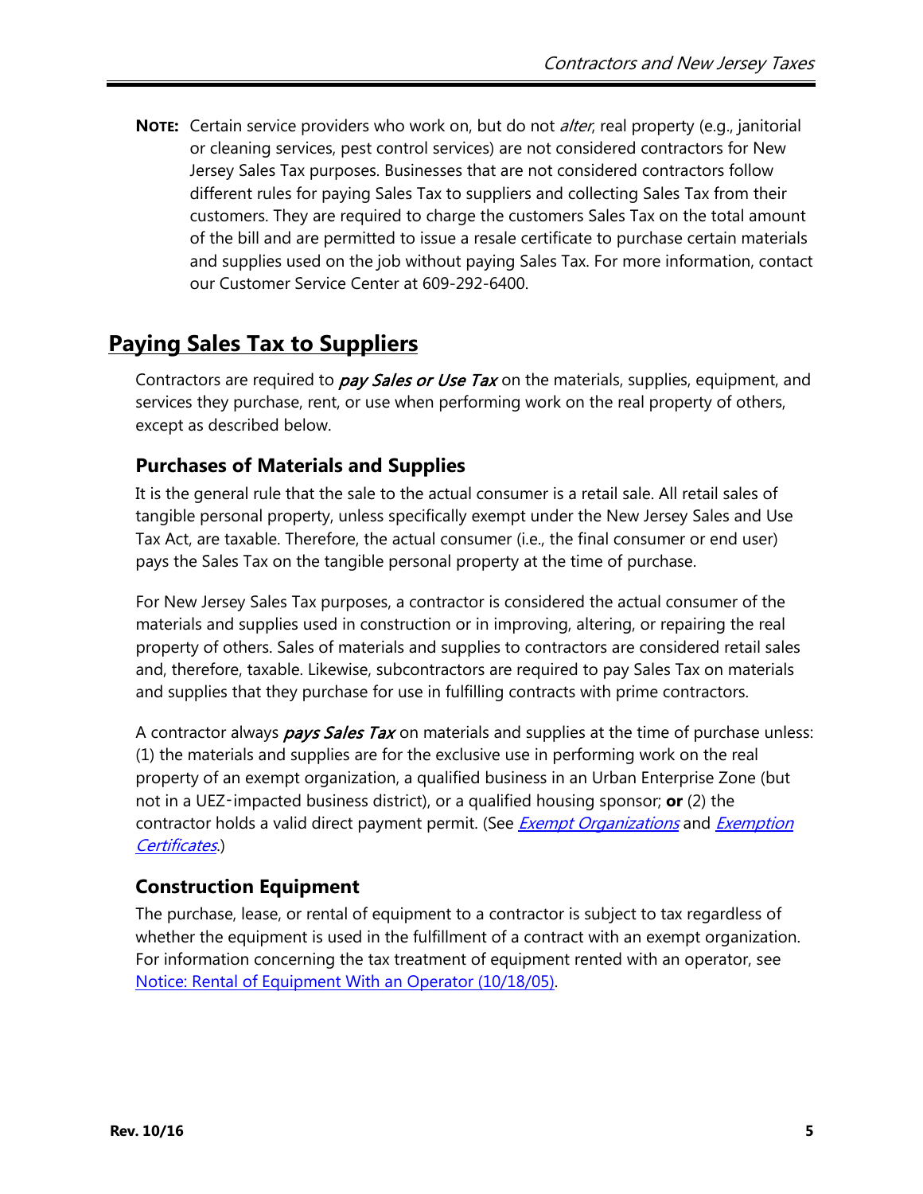**NOTE:** Certain service providers who work on, but do not *alter*, real property (e.g., janitorial or cleaning services, pest control services) are not considered contractors for New Jersey Sales Tax purposes. Businesses that are not considered contractors follow different rules for paying Sales Tax to suppliers and collecting Sales Tax from their customers. They are required to charge the customers Sales Tax on the total amount of the bill and are permitted to issue a resale certificate to purchase certain materials and supplies used on the job without paying Sales Tax. For more information, contact our Customer Service Center at 609-292-6400.

## Paying Sales Tax to Suppliers

Contractors are required to ***pay Sales or Use Tax*** on the materials, supplies, equipment, and services they purchase, rent, or use when performing work on the real property of others, except as described below.

### Purchases of Materials and Supplies

It is the general rule that the sale to the actual consumer is a retail sale. All retail sales of tangible personal property, unless specifically exempt under the New Jersey Sales and Use Tax Act, are taxable. Therefore, the actual consumer (i.e., the final consumer or end user) pays the Sales Tax on the tangible personal property at the time of purchase.

For New Jersey Sales Tax purposes, a contractor is considered the actual consumer of the materials and supplies used in construction or in improving, altering, or repairing the real property of others. Sales of materials and supplies to contractors are considered retail sales and, therefore, taxable. Likewise, subcontractors are required to pay Sales Tax on materials and supplies that they purchase for use in fulfilling contracts with prime contractors.

A contractor always ***pays Sales Tax*** on materials and supplies at the time of purchase unless: (1) the materials and supplies are for the exclusive use in performing work on the real property of an exempt organization, a qualified business in an Urban Enterprise Zone (but not in a UEZ-impacted business district), or a qualified housing sponsor; **or** (2) the contractor holds a valid direct payment permit. (See *Exempt Organizations* and *Exemption Certificates*.)

### Construction Equipment

The purchase, lease, or rental of equipment to a contractor is subject to tax regardless of whether the equipment is used in the fulfillment of a contract with an exempt organization. For information concerning the tax treatment of equipment rented with an operator, see Notice: Rental of Equipment With an Operator (10/18/05).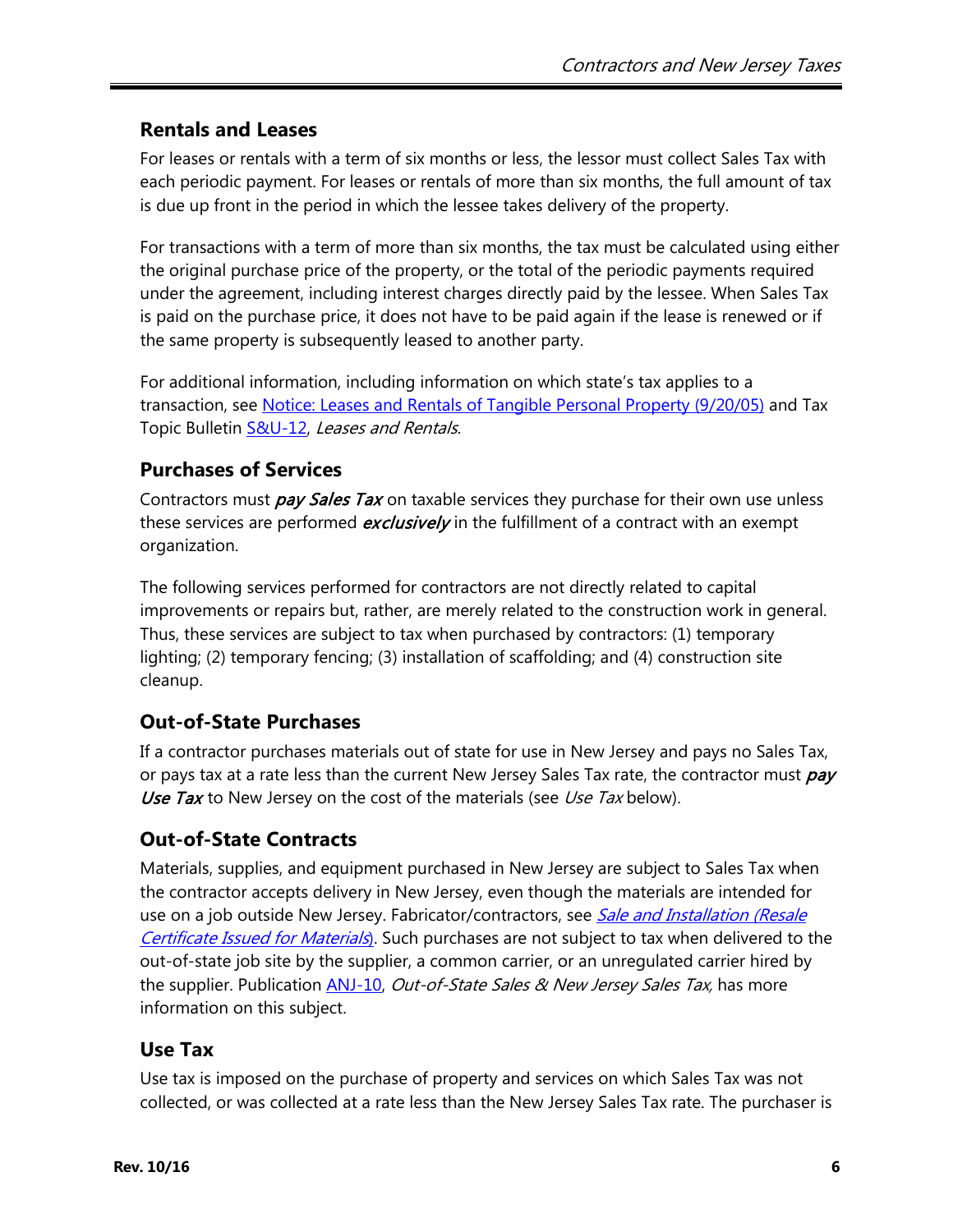## Rentals and Leases

For leases or rentals with a term of six months or less, the lessor must collect Sales Tax with each periodic payment. For leases or rentals of more than six months, the full amount of tax is due up front in the period in which the lessee takes delivery of the property.

For transactions with a term of more than six months, the tax must be calculated using either the original purchase price of the property, or the total of the periodic payments required under the agreement, including interest charges directly paid by the lessee. When Sales Tax is paid on the purchase price, it does not have to be paid again if the lease is renewed or if the same property is subsequently leased to another party.

For additional information, including information on which state's tax applies to a transaction, see Notice: Leases and Rentals of Tangible Personal Property (9/20/05) and Tax Topic Bulletin S&U-12, *Leases and Rentals.*

## Purchases of Services

Contractors must ***pay Sales Tax*** on taxable services they purchase for their own use unless these services are performed ***exclusively*** in the fulfillment of a contract with an exempt organization.

The following services performed for contractors are not directly related to capital improvements or repairs but, rather, are merely related to the construction work in general. Thus, these services are subject to tax when purchased by contractors: (1) temporary lighting; (2) temporary fencing; (3) installation of scaffolding; and (4) construction site cleanup.

## Out-of-State Purchases

If a contractor purchases materials out of state for use in New Jersey and pays no Sales Tax, or pays tax at a rate less than the current New Jersey Sales Tax rate, the contractor must ***pay Use Tax*** to New Jersey on the cost of the materials (see *Use Tax* below).

## Out-of-State Contracts

Materials, supplies, and equipment purchased in New Jersey are subject to Sales Tax when the contractor accepts delivery in New Jersey, even though the materials are intended for use on a job outside New Jersey. Fabricator/contractors, see *Sale and Installation (Resale Certificate Issued for Materials)*. Such purchases are not subject to tax when delivered to the out-of-state job site by the supplier, a common carrier, or an unregulated carrier hired by the supplier. Publication ANJ-10, *Out-of-State Sales & New Jersey Sales Tax,* has more information on this subject.

## Use Tax

Use tax is imposed on the purchase of property and services on which Sales Tax was not collected, or was collected at a rate less than the New Jersey Sales Tax rate. The purchaser is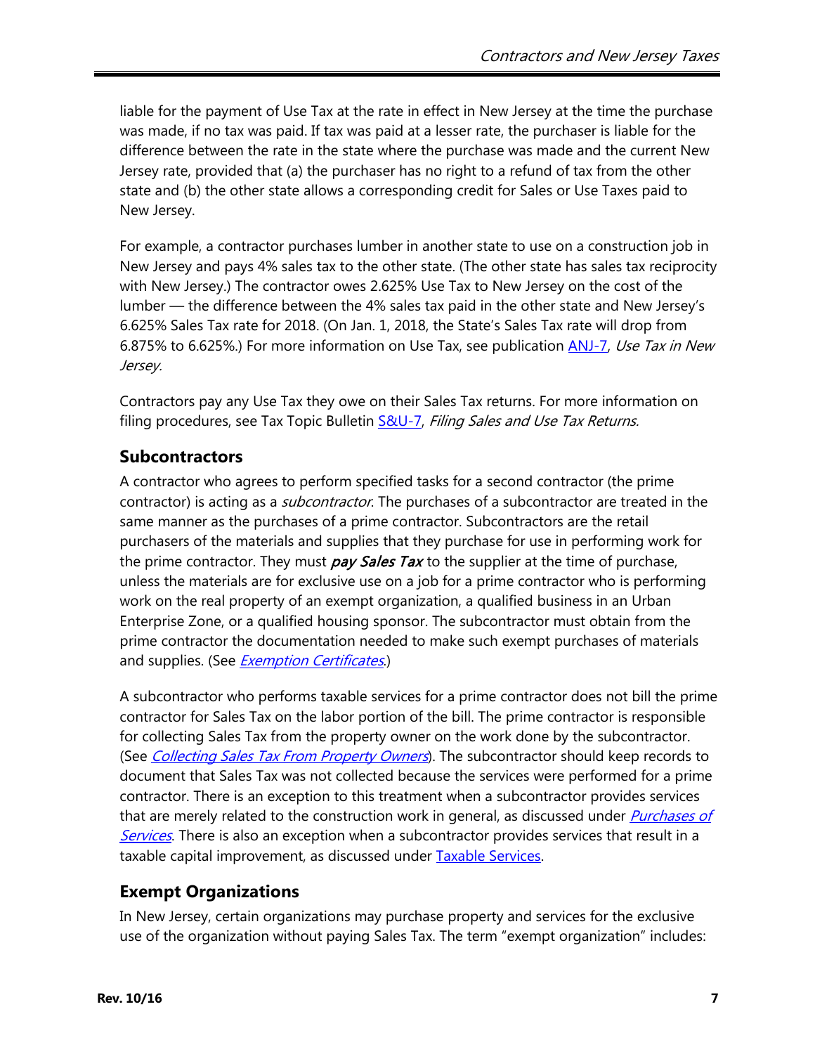liable for the payment of Use Tax at the rate in effect in New Jersey at the time the purchase was made, if no tax was paid. If tax was paid at a lesser rate, the purchaser is liable for the difference between the rate in the state where the purchase was made and the current New Jersey rate, provided that (a) the purchaser has no right to a refund of tax from the other state and (b) the other state allows a corresponding credit for Sales or Use Taxes paid to New Jersey.

For example, a contractor purchases lumber in another state to use on a construction job in New Jersey and pays 4% sales tax to the other state. (The other state has sales tax reciprocity with New Jersey.) The contractor owes 2.625% Use Tax to New Jersey on the cost of the lumber — the difference between the 4% sales tax paid in the other state and New Jersey's 6.625% Sales Tax rate for 2018. (On Jan. 1, 2018, the State's Sales Tax rate will drop from 6.875% to 6.625%.) For more information on Use Tax, see publication ANJ-7, *Use Tax in New Jersey*.

Contractors pay any Use Tax they owe on their Sales Tax returns. For more information on filing procedures, see Tax Topic Bulletin S&U-7, *Filing Sales and Use Tax Returns.*

## Subcontractors

A contractor who agrees to perform specified tasks for a second contractor (the prime contractor) is acting as a *subcontractor*. The purchases of a subcontractor are treated in the same manner as the purchases of a prime contractor. Subcontractors are the retail purchasers of the materials and supplies that they purchase for use in performing work for the prime contractor. They must ***pay Sales Tax*** to the supplier at the time of purchase, unless the materials are for exclusive use on a job for a prime contractor who is performing work on the real property of an exempt organization, a qualified business in an Urban Enterprise Zone, or a qualified housing sponsor. The subcontractor must obtain from the prime contractor the documentation needed to make such exempt purchases of materials and supplies. (See *Exemption Certificates*.)

A subcontractor who performs taxable services for a prime contractor does not bill the prime contractor for Sales Tax on the labor portion of the bill. The prime contractor is responsible for collecting Sales Tax from the property owner on the work done by the subcontractor. (See *Collecting Sales Tax From Property Owners*). The subcontractor should keep records to document that Sales Tax was not collected because the services were performed for a prime contractor. There is an exception to this treatment when a subcontractor provides services that are merely related to the construction work in general, as discussed under *Purchases of Services*. There is also an exception when a subcontractor provides services that result in a taxable capital improvement, as discussed under Taxable Services.

## Exempt Organizations

In New Jersey, certain organizations may purchase property and services for the exclusive use of the organization without paying Sales Tax. The term "exempt organization" includes: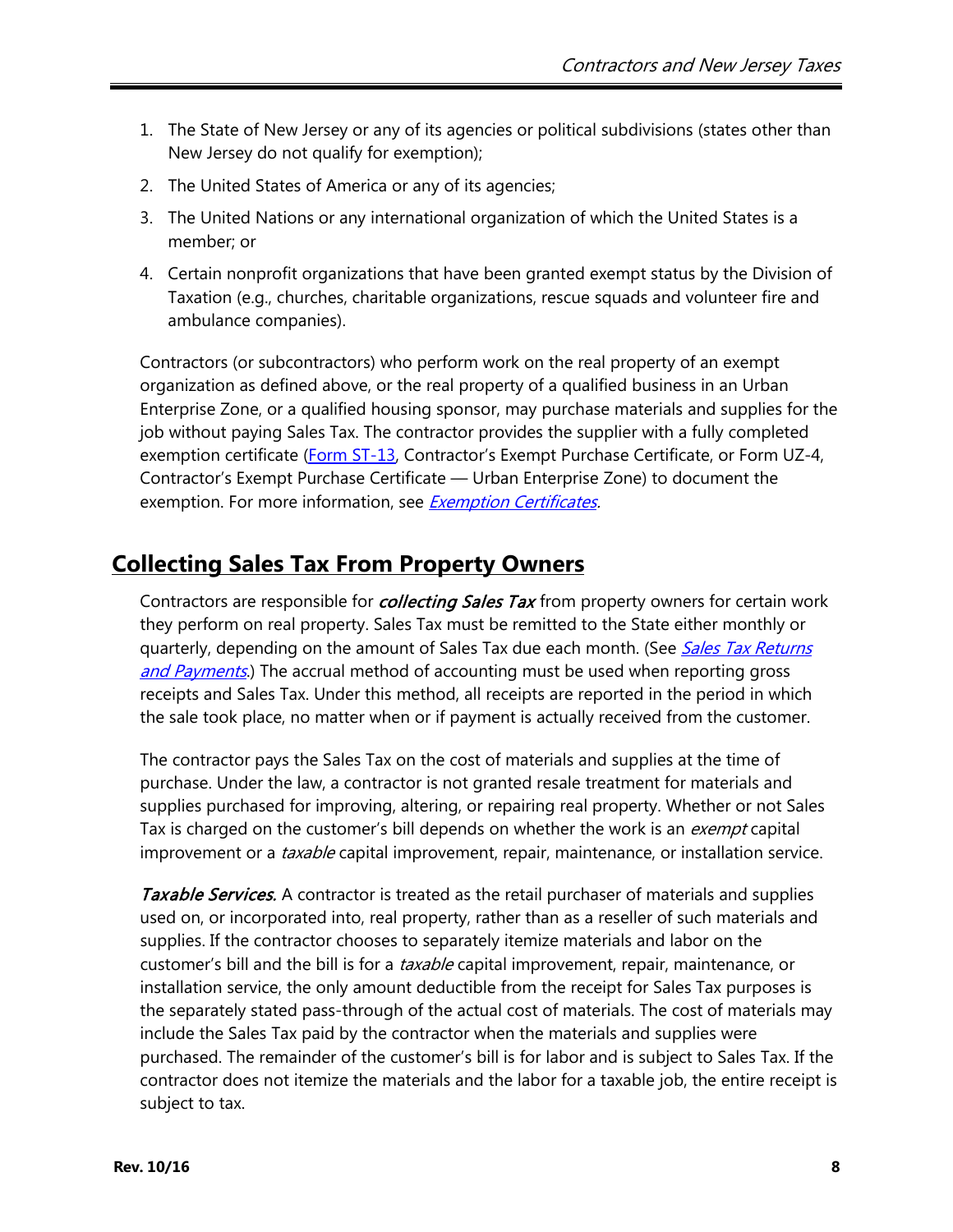1. The State of New Jersey or any of its agencies or political subdivisions (states other than New Jersey do not qualify for exemption);
2. The United States of America or any of its agencies;
3. The United Nations or any international organization of which the United States is a member; or
4. Certain nonprofit organizations that have been granted exempt status by the Division of Taxation (e.g., churches, charitable organizations, rescue squads and volunteer fire and ambulance companies).

Contractors (or subcontractors) who perform work on the real property of an exempt organization as defined above, or the real property of a qualified business in an Urban Enterprise Zone, or a qualified housing sponsor, may purchase materials and supplies for the job without paying Sales Tax. The contractor provides the supplier with a fully completed exemption certificate (Form ST-13, Contractor's Exempt Purchase Certificate, or Form UZ-4, Contractor's Exempt Purchase Certificate — Urban Enterprise Zone) to document the exemption. For more information, see *Exemption Certificates*.

## Collecting Sales Tax From Property Owners

Contractors are responsible for ***collecting Sales Tax*** from property owners for certain work they perform on real property. Sales Tax must be remitted to the State either monthly or quarterly, depending on the amount of Sales Tax due each month. (See *Sales Tax Returns and Payments*.) The accrual method of accounting must be used when reporting gross receipts and Sales Tax. Under this method, all receipts are reported in the period in which the sale took place, no matter when or if payment is actually received from the customer.

The contractor pays the Sales Tax on the cost of materials and supplies at the time of purchase. Under the law, a contractor is not granted resale treatment for materials and supplies purchased for improving, altering, or repairing real property. Whether or not Sales Tax is charged on the customer's bill depends on whether the work is an *exempt* capital improvement or a *taxable* capital improvement, repair, maintenance, or installation service.

***Taxable Services.*** A contractor is treated as the retail purchaser of materials and supplies used on, or incorporated into, real property, rather than as a reseller of such materials and supplies. If the contractor chooses to separately itemize materials and labor on the customer's bill and the bill is for a *taxable* capital improvement, repair, maintenance, or installation service, the only amount deductible from the receipt for Sales Tax purposes is the separately stated pass-through of the actual cost of materials. The cost of materials may include the Sales Tax paid by the contractor when the materials and supplies were purchased. The remainder of the customer's bill is for labor and is subject to Sales Tax. If the contractor does not itemize the materials and the labor for a taxable job, the entire receipt is subject to tax.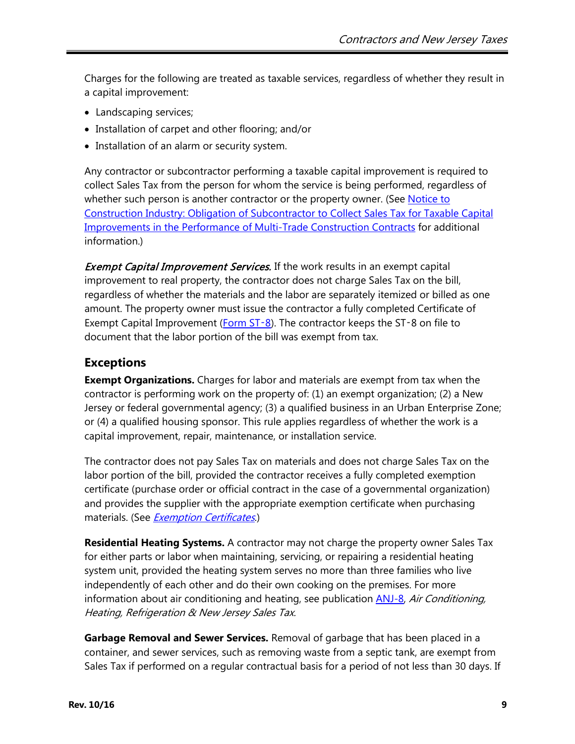Charges for the following are treated as taxable services, regardless of whether they result in a capital improvement:

- Landscaping services;
- Installation of carpet and other flooring; and/or
- Installation of an alarm or security system.

Any contractor or subcontractor performing a taxable capital improvement is required to collect Sales Tax from the person for whom the service is being performed, regardless of whether such person is another contractor or the property owner. (See Notice to Construction Industry: Obligation of Subcontractor to Collect Sales Tax for Taxable Capital Improvements in the Performance of Multi-Trade Construction Contracts for additional information.)

***Exempt Capital Improvement Services.*** If the work results in an exempt capital improvement to real property, the contractor does not charge Sales Tax on the bill, regardless of whether the materials and the labor are separately itemized or billed as one amount. The property owner must issue the contractor a fully completed Certificate of Exempt Capital Improvement (Form ST-8). The contractor keeps the ST-8 on file to document that the labor portion of the bill was exempt from tax.

## Exceptions

**Exempt Organizations.** Charges for labor and materials are exempt from tax when the contractor is performing work on the property of: (1) an exempt organization; (2) a New Jersey or federal governmental agency; (3) a qualified business in an Urban Enterprise Zone; or (4) a qualified housing sponsor. This rule applies regardless of whether the work is a capital improvement, repair, maintenance, or installation service.

The contractor does not pay Sales Tax on materials and does not charge Sales Tax on the labor portion of the bill, provided the contractor receives a fully completed exemption certificate (purchase order or official contract in the case of a governmental organization) and provides the supplier with the appropriate exemption certificate when purchasing materials. (See *Exemption Certificates*.)

**Residential Heating Systems.** A contractor may not charge the property owner Sales Tax for either parts or labor when maintaining, servicing, or repairing a residential heating system unit, provided the heating system serves no more than three families who live independently of each other and do their own cooking on the premises. For more information about air conditioning and heating, see publication ANJ-8, *Air Conditioning, Heating, Refrigeration & New Jersey Sales Tax.*

**Garbage Removal and Sewer Services.** Removal of garbage that has been placed in a container, and sewer services, such as removing waste from a septic tank, are exempt from Sales Tax if performed on a regular contractual basis for a period of not less than 30 days. If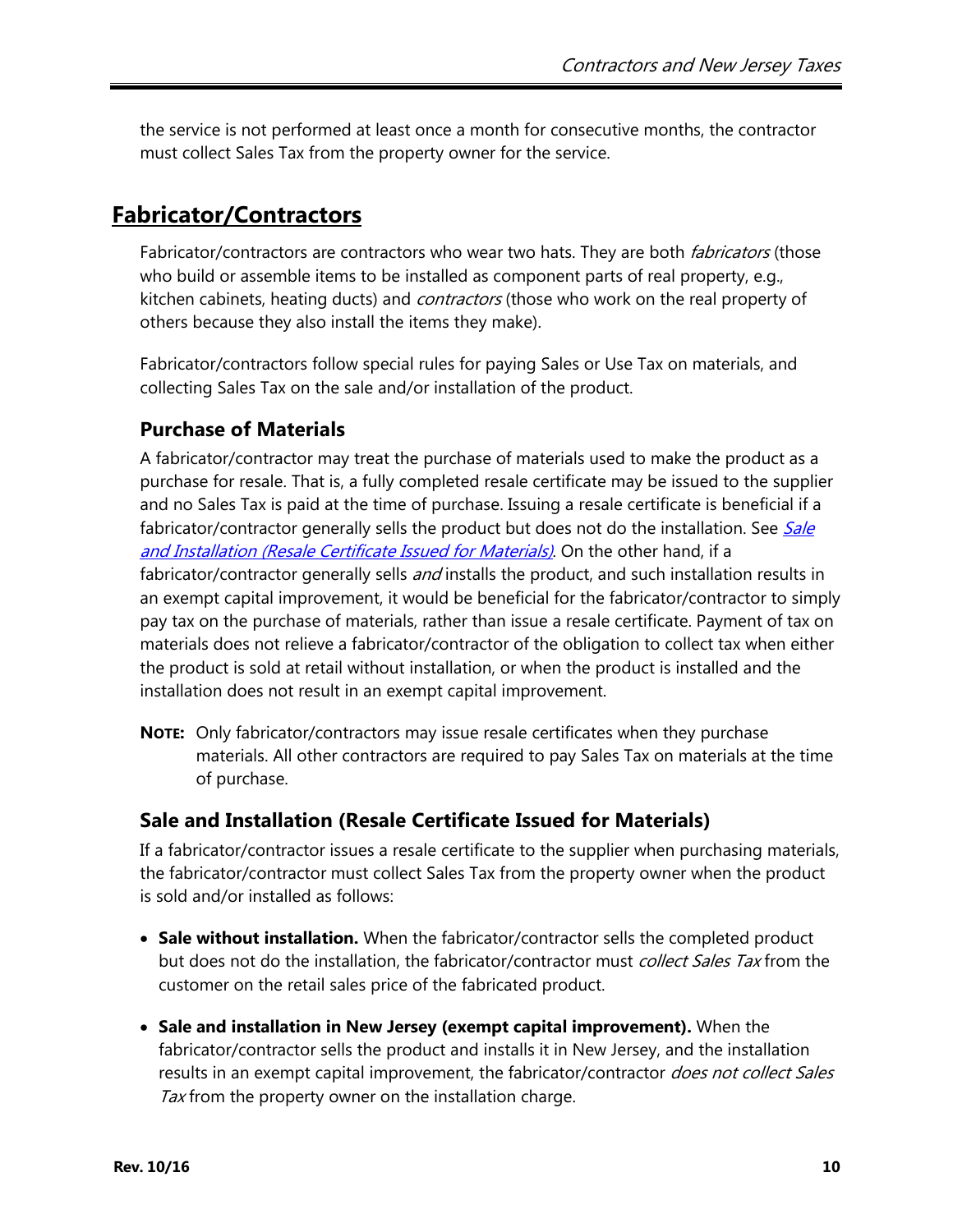the service is not performed at least once a month for consecutive months, the contractor must collect Sales Tax from the property owner for the service.

## Fabricator/Contractors

Fabricator/contractors are contractors who wear two hats. They are both *fabricators* (those who build or assemble items to be installed as component parts of real property, e.g., kitchen cabinets, heating ducts) and *contractors* (those who work on the real property of others because they also install the items they make).

Fabricator/contractors follow special rules for paying Sales or Use Tax on materials, and collecting Sales Tax on the sale and/or installation of the product.

### Purchase of Materials

A fabricator/contractor may treat the purchase of materials used to make the product as a purchase for resale. That is, a fully completed resale certificate may be issued to the supplier and no Sales Tax is paid at the time of purchase. Issuing a resale certificate is beneficial if a fabricator/contractor generally sells the product but does not do the installation. See *Sale and Installation (Resale Certificate Issued for Materials)*. On the other hand, if a fabricator/contractor generally sells *and* installs the product, and such installation results in an exempt capital improvement, it would be beneficial for the fabricator/contractor to simply pay tax on the purchase of materials, rather than issue a resale certificate. Payment of tax on materials does not relieve a fabricator/contractor of the obligation to collect tax when either the product is sold at retail without installation, or when the product is installed and the installation does not result in an exempt capital improvement.

**NOTE:** Only fabricator/contractors may issue resale certificates when they purchase materials. All other contractors are required to pay Sales Tax on materials at the time of purchase.

### Sale and Installation (Resale Certificate Issued for Materials)

If a fabricator/contractor issues a resale certificate to the supplier when purchasing materials, the fabricator/contractor must collect Sales Tax from the property owner when the product is sold and/or installed as follows:

- **Sale without installation.** When the fabricator/contractor sells the completed product but does not do the installation, the fabricator/contractor must *collect Sales Tax* from the customer on the retail sales price of the fabricated product.
- **Sale and installation in New Jersey (exempt capital improvement).** When the fabricator/contractor sells the product and installs it in New Jersey, and the installation results in an exempt capital improvement, the fabricator/contractor *does not collect Sales Tax* from the property owner on the installation charge.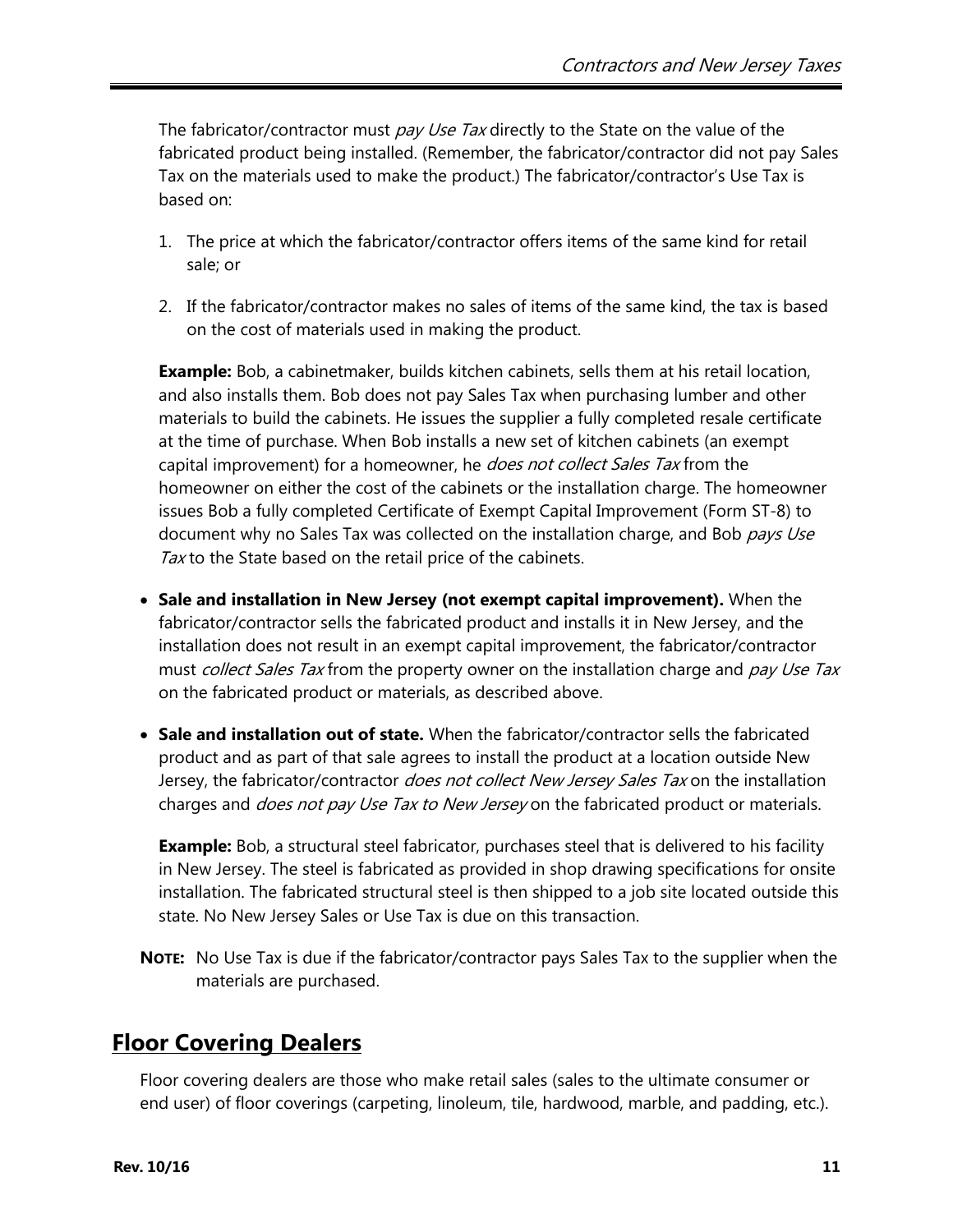The fabricator/contractor must *pay Use Tax* directly to the State on the value of the fabricated product being installed. (Remember, the fabricator/contractor did not pay Sales Tax on the materials used to make the product.) The fabricator/contractor's Use Tax is based on:

1. The price at which the fabricator/contractor offers items of the same kind for retail sale; or

2. If the fabricator/contractor makes no sales of items of the same kind, the tax is based on the cost of materials used in making the product.

**Example:** Bob, a cabinetmaker, builds kitchen cabinets, sells them at his retail location, and also installs them. Bob does not pay Sales Tax when purchasing lumber and other materials to build the cabinets. He issues the supplier a fully completed resale certificate at the time of purchase. When Bob installs a new set of kitchen cabinets (an exempt capital improvement) for a homeowner, he *does not collect Sales Tax* from the homeowner on either the cost of the cabinets or the installation charge. The homeowner issues Bob a fully completed Certificate of Exempt Capital Improvement (Form ST-8) to document why no Sales Tax was collected on the installation charge, and Bob *pays Use Tax* to the State based on the retail price of the cabinets.

- **Sale and installation in New Jersey (not exempt capital improvement).** When the fabricator/contractor sells the fabricated product and installs it in New Jersey, and the installation does not result in an exempt capital improvement, the fabricator/contractor must *collect Sales Tax* from the property owner on the installation charge and *pay Use Tax* on the fabricated product or materials, as described above.

- **Sale and installation out of state.** When the fabricator/contractor sells the fabricated product and as part of that sale agrees to install the product at a location outside New Jersey, the fabricator/contractor *does not collect New Jersey Sales Tax* on the installation charges and *does not pay Use Tax to New Jersey* on the fabricated product or materials.

  **Example:** Bob, a structural steel fabricator, purchases steel that is delivered to his facility in New Jersey. The steel is fabricated as provided in shop drawing specifications for onsite installation. The fabricated structural steel is then shipped to a job site located outside this state. No New Jersey Sales or Use Tax is due on this transaction.

**NOTE:** No Use Tax is due if the fabricator/contractor pays Sales Tax to the supplier when the materials are purchased.

## Floor Covering Dealers

Floor covering dealers are those who make retail sales (sales to the ultimate consumer or end user) of floor coverings (carpeting, linoleum, tile, hardwood, marble, and padding, etc.).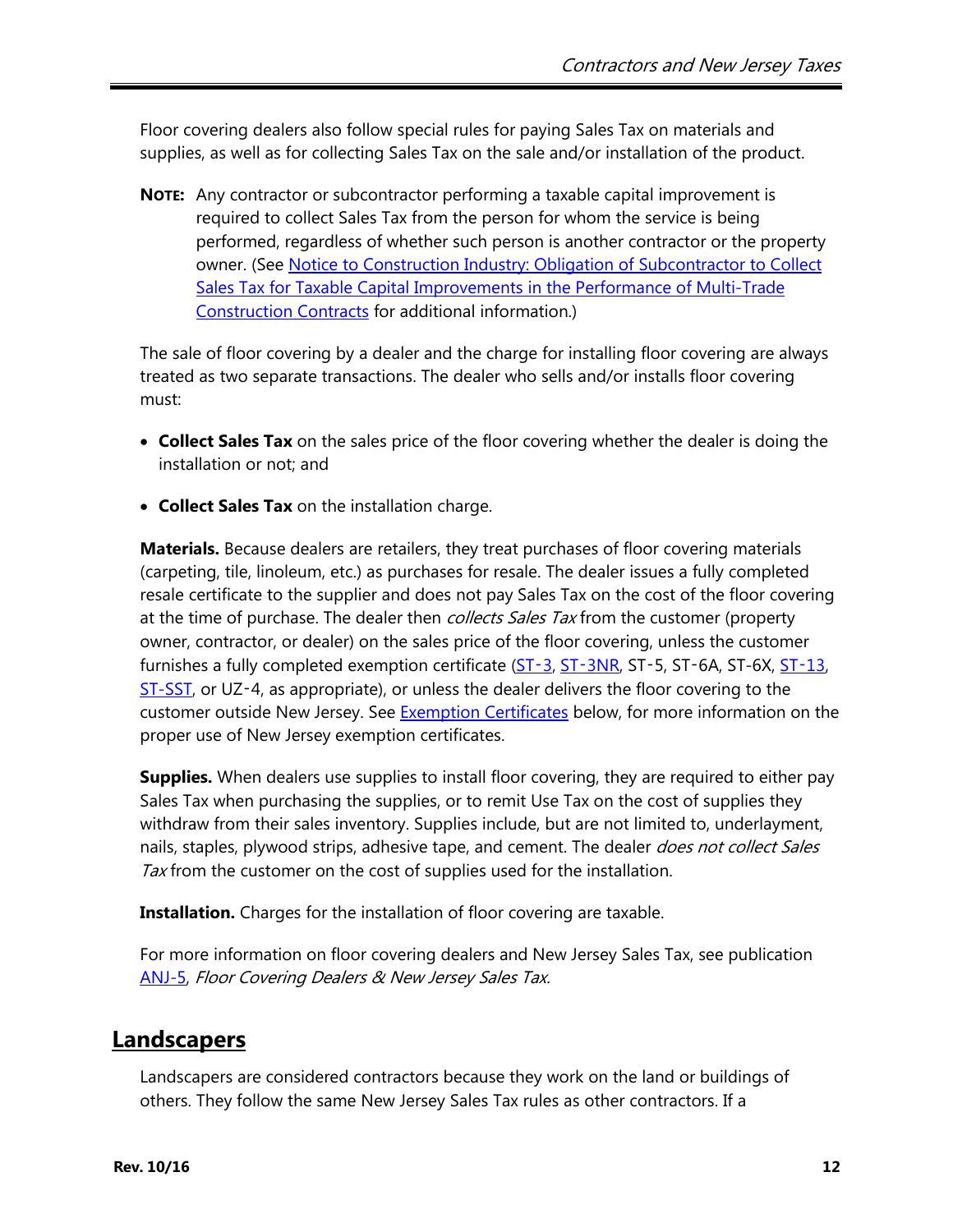Floor covering dealers also follow special rules for paying Sales Tax on materials and supplies, as well as for collecting Sales Tax on the sale and/or installation of the product.

**NOTE:** Any contractor or subcontractor performing a taxable capital improvement is required to collect Sales Tax from the person for whom the service is being performed, regardless of whether such person is another contractor or the property owner. (See Notice to Construction Industry: Obligation of Subcontractor to Collect Sales Tax for Taxable Capital Improvements in the Performance of Multi-Trade Construction Contracts for additional information.)

The sale of floor covering by a dealer and the charge for installing floor covering are always treated as two separate transactions. The dealer who sells and/or installs floor covering must:

- **Collect Sales Tax** on the sales price of the floor covering whether the dealer is doing the installation or not; and
- **Collect Sales Tax** on the installation charge.

**Materials.** Because dealers are retailers, they treat purchases of floor covering materials (carpeting, tile, linoleum, etc.) as purchases for resale. The dealer issues a fully completed resale certificate to the supplier and does not pay Sales Tax on the cost of the floor covering at the time of purchase. The dealer then *collects Sales Tax* from the customer (property owner, contractor, or dealer) on the sales price of the floor covering, unless the customer furnishes a fully completed exemption certificate (ST-3, ST-3NR, ST-5, ST-6A, ST-6X, ST-13, ST-SST, or UZ-4, as appropriate), or unless the dealer delivers the floor covering to the customer outside New Jersey. See Exemption Certificates below, for more information on the proper use of New Jersey exemption certificates.

**Supplies.** When dealers use supplies to install floor covering, they are required to either pay Sales Tax when purchasing the supplies, or to remit Use Tax on the cost of supplies they withdraw from their sales inventory. Supplies include, but are not limited to, underlayment, nails, staples, plywood strips, adhesive tape, and cement. The dealer *does not collect Sales Tax* from the customer on the cost of supplies used for the installation.

**Installation.** Charges for the installation of floor covering are taxable.

For more information on floor covering dealers and New Jersey Sales Tax, see publication ANJ-5, *Floor Covering Dealers & New Jersey Sales Tax.*

## Landscapers

Landscapers are considered contractors because they work on the land or buildings of others. They follow the same New Jersey Sales Tax rules as other contractors. If a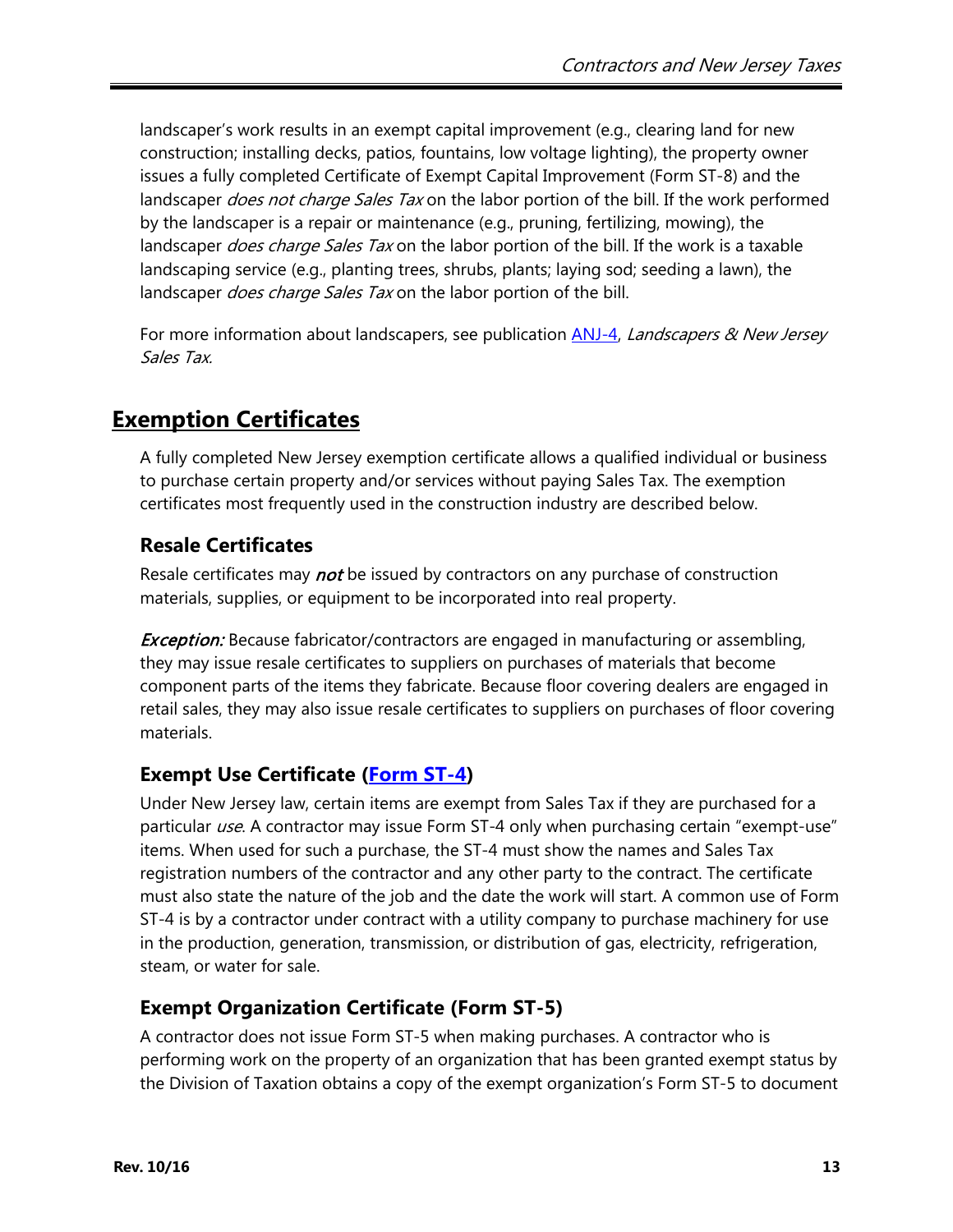landscaper's work results in an exempt capital improvement (e.g., clearing land for new construction; installing decks, patios, fountains, low voltage lighting), the property owner issues a fully completed Certificate of Exempt Capital Improvement (Form ST-8) and the landscaper *does not charge Sales Tax* on the labor portion of the bill. If the work performed by the landscaper is a repair or maintenance (e.g., pruning, fertilizing, mowing), the landscaper *does charge Sales Tax* on the labor portion of the bill. If the work is a taxable landscaping service (e.g., planting trees, shrubs, plants; laying sod; seeding a lawn), the landscaper *does charge Sales Tax* on the labor portion of the bill.

For more information about landscapers, see publication [ANJ-4](), *Landscapers & New Jersey Sales Tax.*

## Exemption Certificates

A fully completed New Jersey exemption certificate allows a qualified individual or business to purchase certain property and/or services without paying Sales Tax. The exemption certificates most frequently used in the construction industry are described below.

### Resale Certificates

Resale certificates may ***not*** be issued by contractors on any purchase of construction materials, supplies, or equipment to be incorporated into real property.

*Exception:* Because fabricator/contractors are engaged in manufacturing or assembling, they may issue resale certificates to suppliers on purchases of materials that become component parts of the items they fabricate. Because floor covering dealers are engaged in retail sales, they may also issue resale certificates to suppliers on purchases of floor covering materials.

### Exempt Use Certificate ([Form ST-4]())

Under New Jersey law, certain items are exempt from Sales Tax if they are purchased for a particular *use*. A contractor may issue Form ST-4 only when purchasing certain "exempt-use" items. When used for such a purchase, the ST-4 must show the names and Sales Tax registration numbers of the contractor and any other party to the contract. The certificate must also state the nature of the job and the date the work will start. A common use of Form ST-4 is by a contractor under contract with a utility company to purchase machinery for use in the production, generation, transmission, or distribution of gas, electricity, refrigeration, steam, or water for sale.

### Exempt Organization Certificate (Form ST-5)

A contractor does not issue Form ST-5 when making purchases. A contractor who is performing work on the property of an organization that has been granted exempt status by the Division of Taxation obtains a copy of the exempt organization's Form ST-5 to document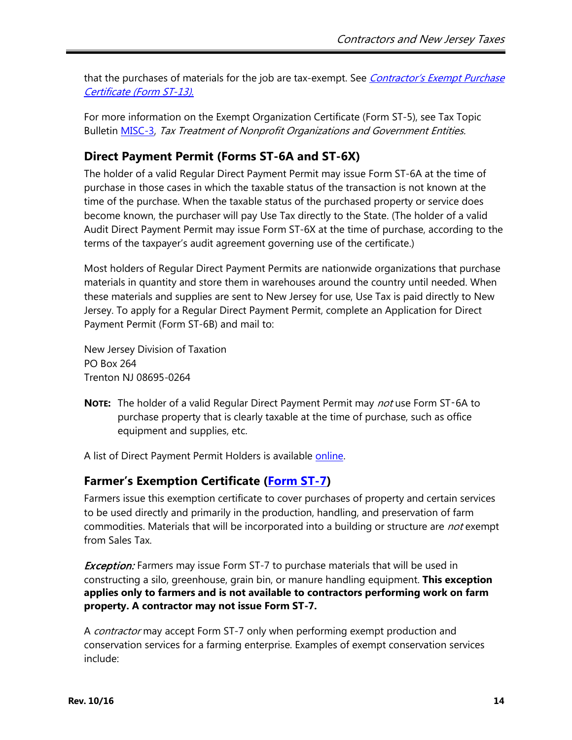that the purchases of materials for the job are tax-exempt. See *Contractor's Exempt Purchase Certificate (Form ST-13).*

For more information on the Exempt Organization Certificate (Form ST-5), see Tax Topic Bulletin MISC-3, *Tax Treatment of Nonprofit Organizations and Government Entities.*

## Direct Payment Permit (Forms ST-6A and ST-6X)

The holder of a valid Regular Direct Payment Permit may issue Form ST-6A at the time of purchase in those cases in which the taxable status of the transaction is not known at the time of the purchase. When the taxable status of the purchased property or service does become known, the purchaser will pay Use Tax directly to the State. (The holder of a valid Audit Direct Payment Permit may issue Form ST-6X at the time of purchase, according to the terms of the taxpayer's audit agreement governing use of the certificate.)

Most holders of Regular Direct Payment Permits are nationwide organizations that purchase materials in quantity and store them in warehouses around the country until needed. When these materials and supplies are sent to New Jersey for use, Use Tax is paid directly to New Jersey. To apply for a Regular Direct Payment Permit, complete an Application for Direct Payment Permit (Form ST-6B) and mail to:

New Jersey Division of Taxation
PO Box 264
Trenton NJ 08695-0264

**NOTE:** The holder of a valid Regular Direct Payment Permit may *not* use Form ST-6A to purchase property that is clearly taxable at the time of purchase, such as office equipment and supplies, etc.

A list of Direct Payment Permit Holders is available online.

## Farmer's Exemption Certificate (Form ST-7)

Farmers issue this exemption certificate to cover purchases of property and certain services to be used directly and primarily in the production, handling, and preservation of farm commodities. Materials that will be incorporated into a building or structure are *not* exempt from Sales Tax.

*Exception:* Farmers may issue Form ST-7 to purchase materials that will be used in constructing a silo, greenhouse, grain bin, or manure handling equipment. **This exception applies only to farmers and is not available to contractors performing work on farm property. A contractor may not issue Form ST-7.**

A *contractor* may accept Form ST-7 only when performing exempt production and conservation services for a farming enterprise. Examples of exempt conservation services include: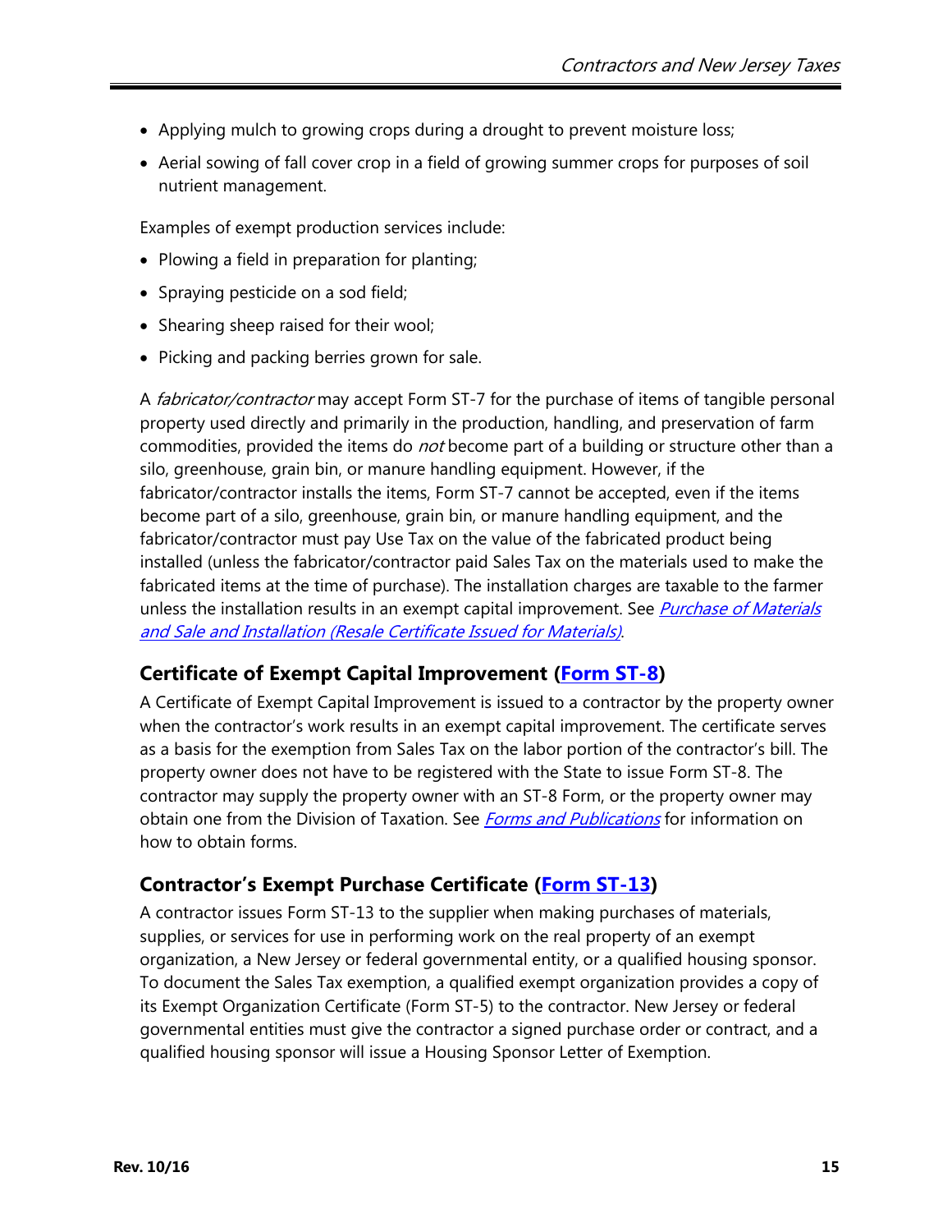- Applying mulch to growing crops during a drought to prevent moisture loss;
- Aerial sowing of fall cover crop in a field of growing summer crops for purposes of soil nutrient management.

Examples of exempt production services include:

- Plowing a field in preparation for planting;
- Spraying pesticide on a sod field;
- Shearing sheep raised for their wool;
- Picking and packing berries grown for sale.

A *fabricator/contractor* may accept Form ST-7 for the purchase of items of tangible personal property used directly and primarily in the production, handling, and preservation of farm commodities, provided the items do *not* become part of a building or structure other than a silo, greenhouse, grain bin, or manure handling equipment. However, if the fabricator/contractor installs the items, Form ST-7 cannot be accepted, even if the items become part of a silo, greenhouse, grain bin, or manure handling equipment, and the fabricator/contractor must pay Use Tax on the value of the fabricated product being installed (unless the fabricator/contractor paid Sales Tax on the materials used to make the fabricated items at the time of purchase). The installation charges are taxable to the farmer unless the installation results in an exempt capital improvement. See *Purchase of Materials and Sale and Installation (Resale Certificate Issued for Materials)*.

### Certificate of Exempt Capital Improvement (Form ST-8)

A Certificate of Exempt Capital Improvement is issued to a contractor by the property owner when the contractor's work results in an exempt capital improvement. The certificate serves as a basis for the exemption from Sales Tax on the labor portion of the contractor's bill. The property owner does not have to be registered with the State to issue Form ST-8. The contractor may supply the property owner with an ST-8 Form, or the property owner may obtain one from the Division of Taxation. See *Forms and Publications* for information on how to obtain forms.

### Contractor's Exempt Purchase Certificate (Form ST-13)

A contractor issues Form ST-13 to the supplier when making purchases of materials, supplies, or services for use in performing work on the real property of an exempt organization, a New Jersey or federal governmental entity, or a qualified housing sponsor. To document the Sales Tax exemption, a qualified exempt organization provides a copy of its Exempt Organization Certificate (Form ST-5) to the contractor. New Jersey or federal governmental entities must give the contractor a signed purchase order or contract, and a qualified housing sponsor will issue a Housing Sponsor Letter of Exemption.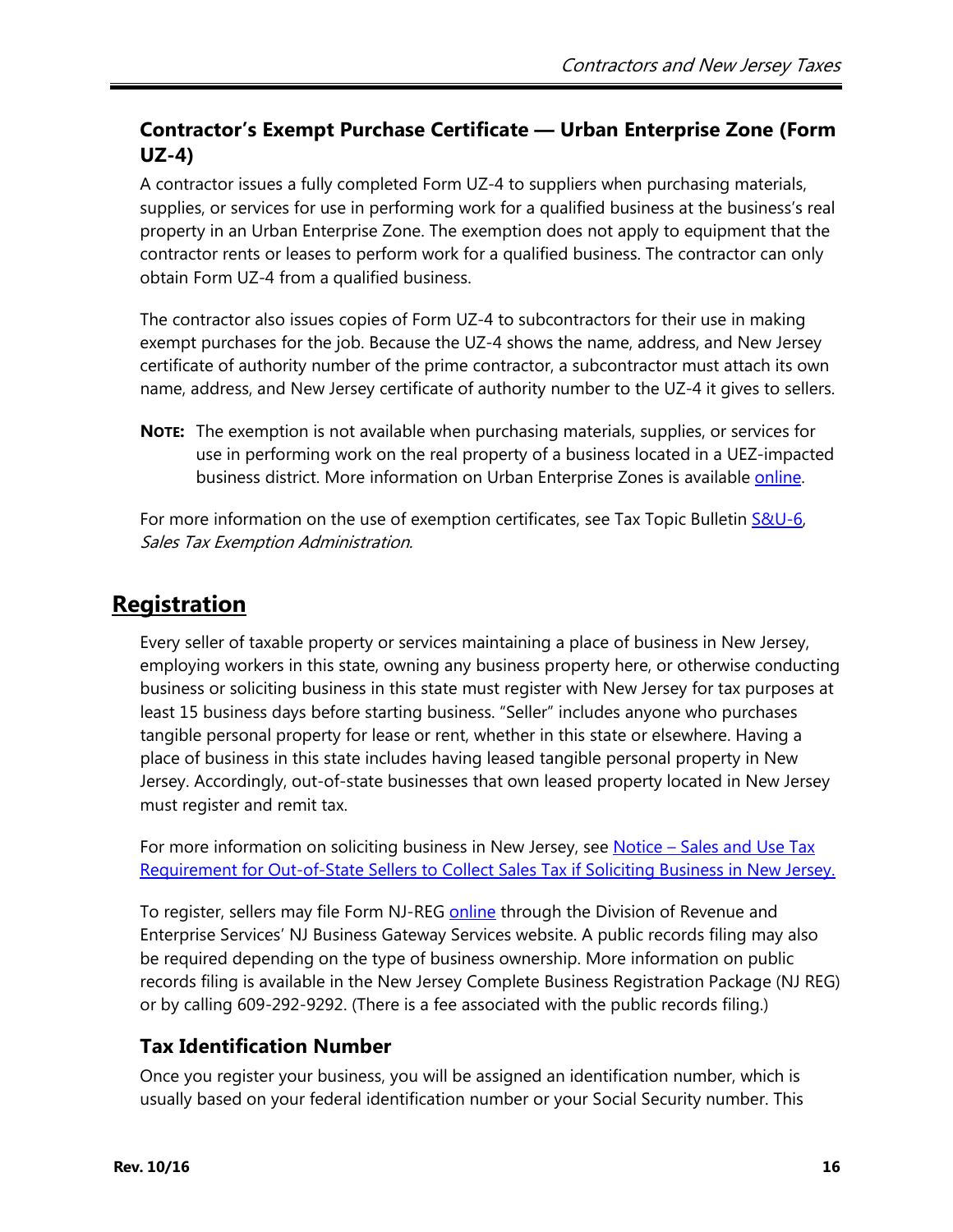### Contractor's Exempt Purchase Certificate — Urban Enterprise Zone (Form UZ-4)

A contractor issues a fully completed Form UZ-4 to suppliers when purchasing materials, supplies, or services for use in performing work for a qualified business at the business's real property in an Urban Enterprise Zone. The exemption does not apply to equipment that the contractor rents or leases to perform work for a qualified business. The contractor can only obtain Form UZ-4 from a qualified business.

The contractor also issues copies of Form UZ-4 to subcontractors for their use in making exempt purchases for the job. Because the UZ-4 shows the name, address, and New Jersey certificate of authority number of the prime contractor, a subcontractor must attach its own name, address, and New Jersey certificate of authority number to the UZ-4 it gives to sellers.

**NOTE:** The exemption is not available when purchasing materials, supplies, or services for use in performing work on the real property of a business located in a UEZ-impacted business district. More information on Urban Enterprise Zones is available online.

For more information on the use of exemption certificates, see Tax Topic Bulletin S&U-6, *Sales Tax Exemption Administration*.

## Registration

Every seller of taxable property or services maintaining a place of business in New Jersey, employing workers in this state, owning any business property here, or otherwise conducting business or soliciting business in this state must register with New Jersey for tax purposes at least 15 business days before starting business. "Seller" includes anyone who purchases tangible personal property for lease or rent, whether in this state or elsewhere. Having a place of business in this state includes having leased tangible personal property in New Jersey. Accordingly, out-of-state businesses that own leased property located in New Jersey must register and remit tax.

For more information on soliciting business in New Jersey, see Notice – Sales and Use Tax Requirement for Out-of-State Sellers to Collect Sales Tax if Soliciting Business in New Jersey.

To register, sellers may file Form NJ-REG online through the Division of Revenue and Enterprise Services' NJ Business Gateway Services website. A public records filing may also be required depending on the type of business ownership. More information on public records filing is available in the New Jersey Complete Business Registration Package (NJ REG) or by calling 609-292-9292. (There is a fee associated with the public records filing.)

### Tax Identification Number

Once you register your business, you will be assigned an identification number, which is usually based on your federal identification number or your Social Security number. This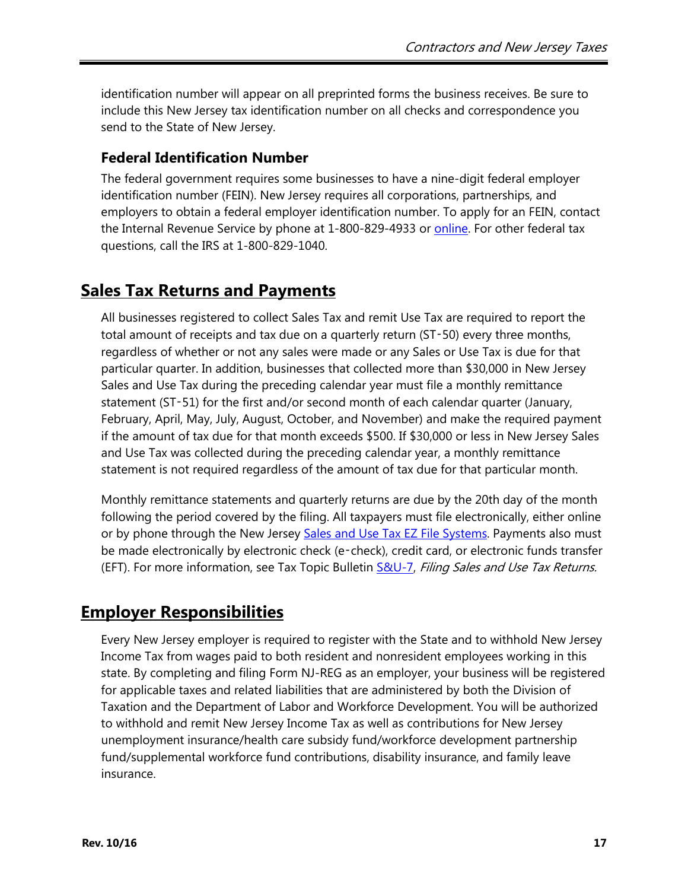identification number will appear on all preprinted forms the business receives. Be sure to include this New Jersey tax identification number on all checks and correspondence you send to the State of New Jersey.

### Federal Identification Number

The federal government requires some businesses to have a nine-digit federal employer identification number (FEIN). New Jersey requires all corporations, partnerships, and employers to obtain a federal employer identification number. To apply for an FEIN, contact the Internal Revenue Service by phone at 1-800-829-4933 or online. For other federal tax questions, call the IRS at 1-800-829-1040.

## Sales Tax Returns and Payments

All businesses registered to collect Sales Tax and remit Use Tax are required to report the total amount of receipts and tax due on a quarterly return (ST-50) every three months, regardless of whether or not any sales were made or any Sales or Use Tax is due for that particular quarter. In addition, businesses that collected more than $30,000 in New Jersey Sales and Use Tax during the preceding calendar year must file a monthly remittance statement (ST-51) for the first and/or second month of each calendar quarter (January, February, April, May, July, August, October, and November) and make the required payment if the amount of tax due for that month exceeds $500. If $30,000 or less in New Jersey Sales and Use Tax was collected during the preceding calendar year, a monthly remittance statement is not required regardless of the amount of tax due for that particular month.

Monthly remittance statements and quarterly returns are due by the 20th day of the month following the period covered by the filing. All taxpayers must file electronically, either online or by phone through the New Jersey Sales and Use Tax EZ File Systems. Payments also must be made electronically by electronic check (e-check), credit card, or electronic funds transfer (EFT). For more information, see Tax Topic Bulletin S&U-7, *Filing Sales and Use Tax Returns.*

## Employer Responsibilities

Every New Jersey employer is required to register with the State and to withhold New Jersey Income Tax from wages paid to both resident and nonresident employees working in this state. By completing and filing Form NJ-REG as an employer, your business will be registered for applicable taxes and related liabilities that are administered by both the Division of Taxation and the Department of Labor and Workforce Development. You will be authorized to withhold and remit New Jersey Income Tax as well as contributions for New Jersey unemployment insurance/health care subsidy fund/workforce development partnership fund/supplemental workforce fund contributions, disability insurance, and family leave insurance.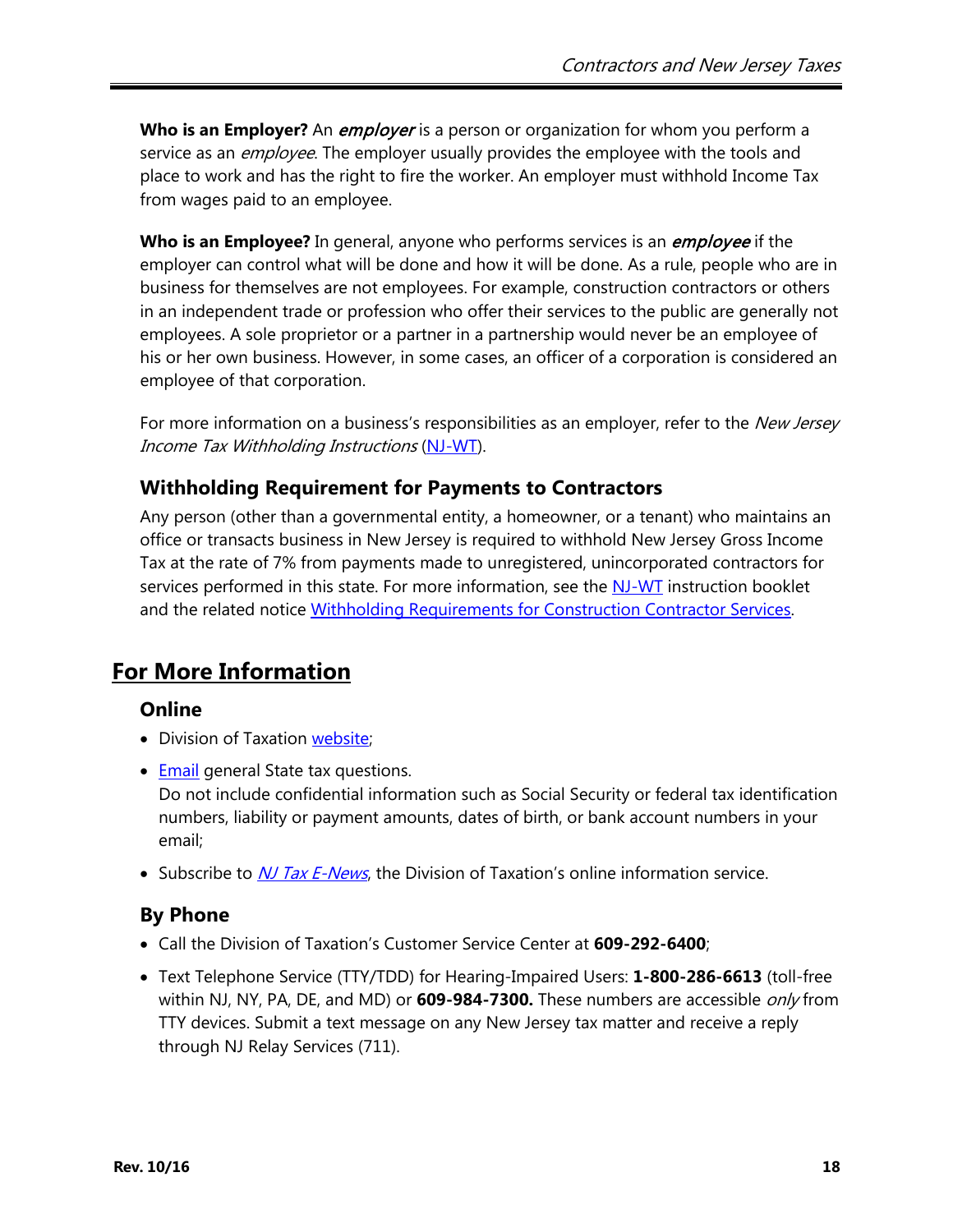**Who is an Employer?** An *employer* is a person or organization for whom you perform a service as an *employee*. The employer usually provides the employee with the tools and place to work and has the right to fire the worker. An employer must withhold Income Tax from wages paid to an employee.

**Who is an Employee?** In general, anyone who performs services is an *employee* if the employer can control what will be done and how it will be done. As a rule, people who are in business for themselves are not employees. For example, construction contractors or others in an independent trade or profession who offer their services to the public are generally not employees. A sole proprietor or a partner in a partnership would never be an employee of his or her own business. However, in some cases, an officer of a corporation is considered an employee of that corporation.

For more information on a business's responsibilities as an employer, refer to the *New Jersey Income Tax Withholding Instructions* (NJ-WT).

### Withholding Requirement for Payments to Contractors

Any person (other than a governmental entity, a homeowner, or a tenant) who maintains an office or transacts business in New Jersey is required to withhold New Jersey Gross Income Tax at the rate of 7% from payments made to unregistered, unincorporated contractors for services performed in this state. For more information, see the NJ-WT instruction booklet and the related notice Withholding Requirements for Construction Contractor Services.

## For More Information

### Online

- Division of Taxation website;
- Email general State tax questions.
  Do not include confidential information such as Social Security or federal tax identification numbers, liability or payment amounts, dates of birth, or bank account numbers in your email;
- Subscribe to *NJ Tax E-News*, the Division of Taxation's online information service.

### By Phone

- Call the Division of Taxation's Customer Service Center at **609-292-6400**;
- Text Telephone Service (TTY/TDD) for Hearing-Impaired Users: **1-800-286-6613** (toll-free within NJ, NY, PA, DE, and MD) or **609-984-7300.** These numbers are accessible *only* from TTY devices. Submit a text message on any New Jersey tax matter and receive a reply through NJ Relay Services (711).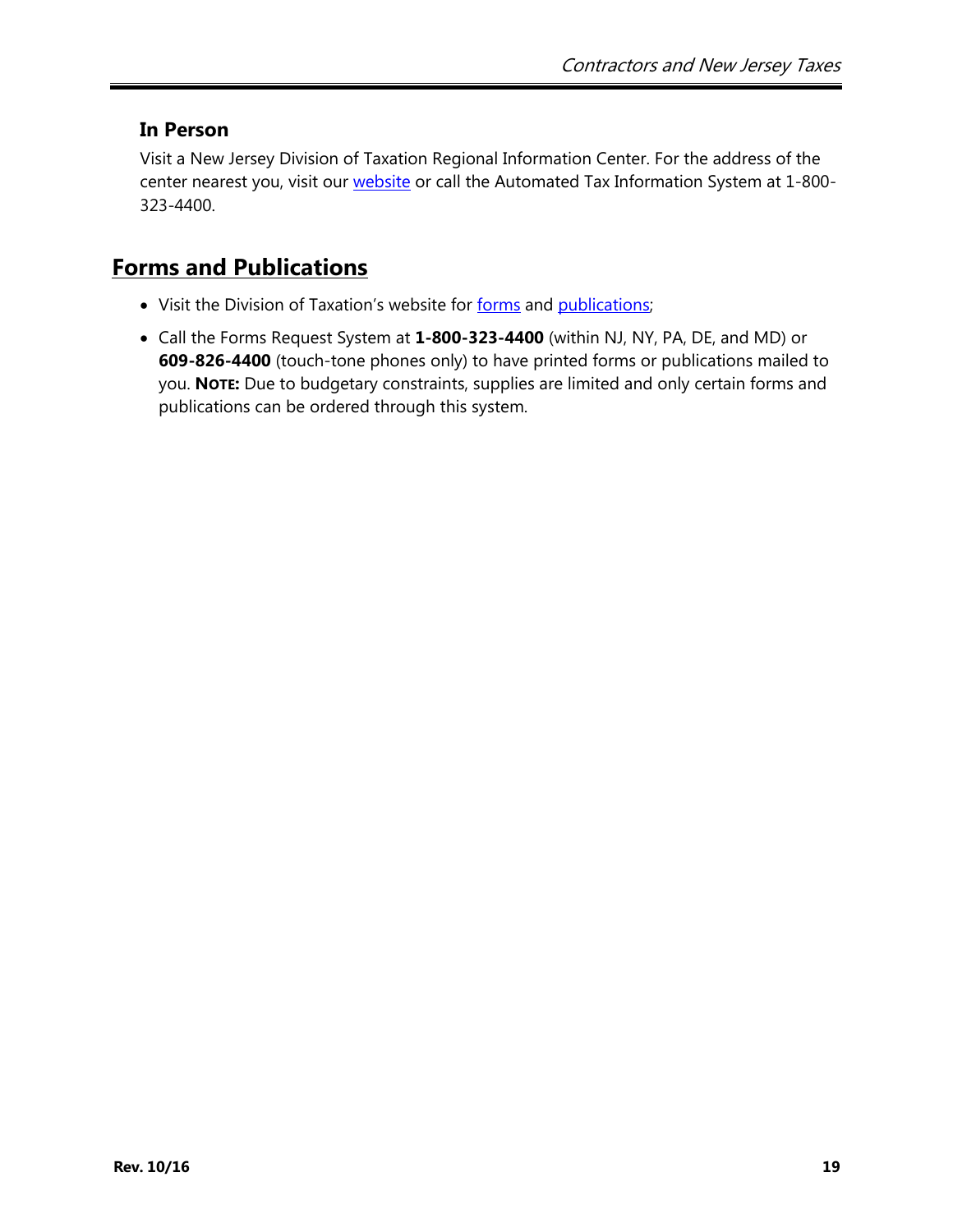### In Person

Visit a New Jersey Division of Taxation Regional Information Center. For the address of the center nearest you, visit our website or call the Automated Tax Information System at 1-800-323-4400.

## Forms and Publications

- Visit the Division of Taxation's website for forms and publications;
- Call the Forms Request System at **1-800-323-4400** (within NJ, NY, PA, DE, and MD) or **609-826-4400** (touch-tone phones only) to have printed forms or publications mailed to you. **NOTE:** Due to budgetary constraints, supplies are limited and only certain forms and publications can be ordered through this system.